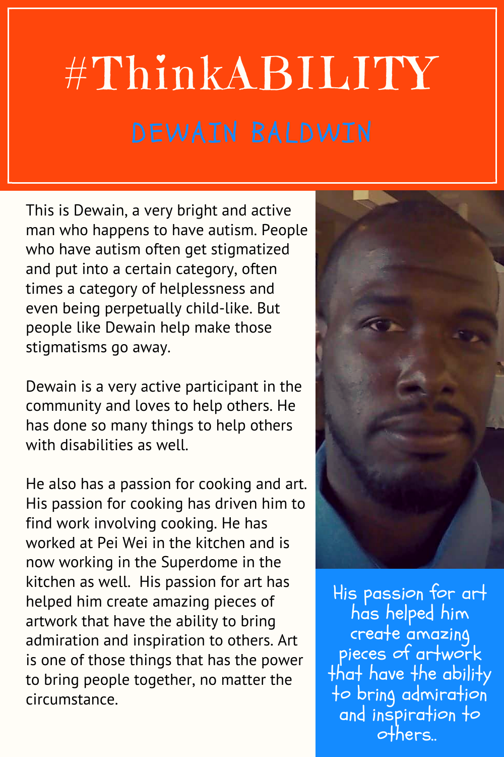# #ThinkABILITY

## DEWAIN BALDWIN

This is Dewain, a very bright and active man who happens to have autism. People who have autism often get stigmatized and put into a certain category, often times a category of helplessness and even being perpetually child-like. But people like Dewain help make those stigmatisms go away.

Dewain is a very active participant in the community and loves to help others. He has done so many things to help others with disabilities as well.

He also has a passion for cooking and art. His passion for cooking has driven him to find work involving cooking. He has worked at Pei Wei in the kitchen and is now working in the Superdome in the kitchen as well. His passion for art has helped him create amazing pieces of artwork that have the ability to bring admiration and inspiration to others. Art is one of those things that has the power to bring people together, no matter the circumstance.

His passion for art has helped him create amazing pieces of artwork that have the ability to bring admiration and inspiration to others..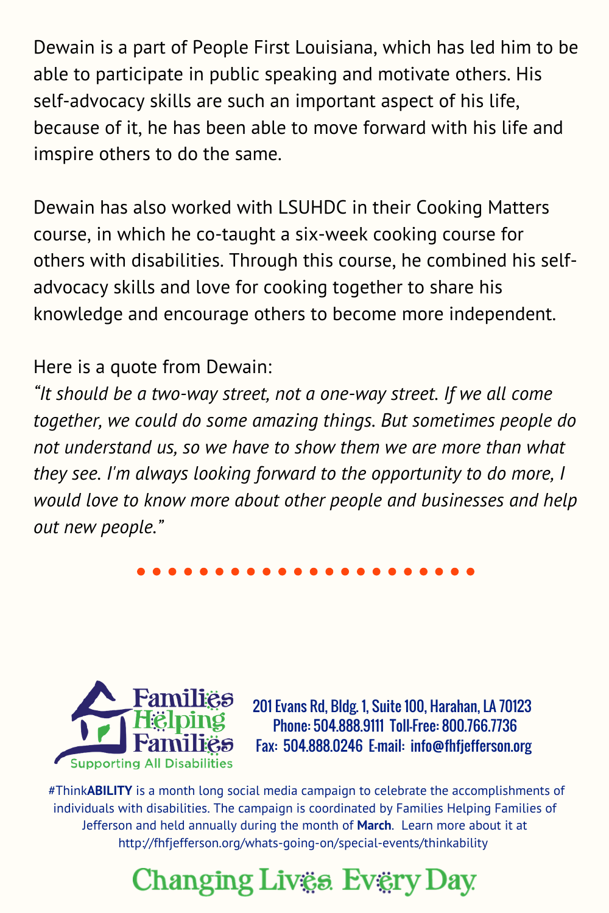Dewain is a part of People First Louisiana, which has led him to be able to participate in public speaking and motivate others. His self-advocacy skills are such an important aspect of his life, because of it, he has been able to move forward with his life and imspire others to do the same.

Dewain has also worked with LSUHDC in their Cooking Matters course, in which he co-taught a six-week cooking course for others with disabilities. Through this course, he combined his self-advocacy skills and love for cooking together to share his knowledge and encourage others to become more independent.

Here is a quote from Dewain:

*"It should be a two-way street, not a one-way street. If we all come together, we could do some amazing things. But sometimes people do not understand us, so we have to show them we are more than what they see. I'm always looking forward to the opportunity to do more, I would love to know more about other people and businesses and help out new people."*

Families Helping Families
Supporting All Disabilities

201 Evans Rd, Bldg. 1, Suite 100, Harahan, LA 70123
Phone: 504.888.9111 Toll-Free: 800.766.7736
Fax: 504.888.0246 E-mail: info@fhfjefferson.org

#Think**ABILITY** is a month long social media campaign to celebrate the accomplishments of individuals with disabilities. The campaign is coordinated by Families Helping Families of Jefferson and held annually during the month of **March**. Learn more about it at http://fhfjefferson.org/whats-going-on/special-events/thinkability

Changing Lives Every Day